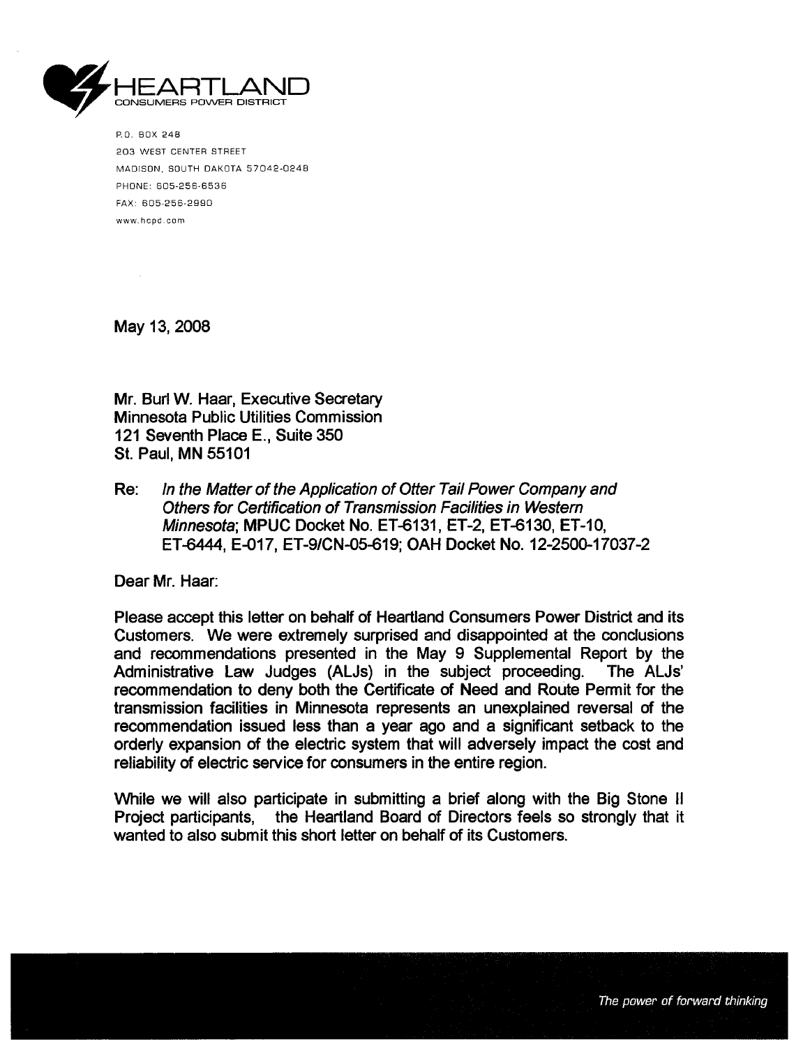HEARTLAND
CONSUMERS POWER DISTRICT

P.O. BOX 248
203 WEST CENTER STREET
MADISON, SOUTH DAKOTA 57042-0248
PHONE: 605-256-6536
FAX: 605-256-2990
www.hcpd.com

May 13, 2008

Mr. Burl W. Haar, Executive Secretary
Minnesota Public Utilities Commission
121 Seventh Place E., Suite 350
St. Paul, MN 55101

Re: *In the Matter of the Application of Otter Tail Power Company and Others for Certification of Transmission Facilities in Western Minnesota*; MPUC Docket No. ET-6131, ET-2, ET-6130, ET-10, ET-6444, E-017, ET-9/CN-05-619; OAH Docket No. 12-2500-17037-2

Dear Mr. Haar:

Please accept this letter on behalf of Heartland Consumers Power District and its Customers. We were extremely surprised and disappointed at the conclusions and recommendations presented in the May 9 Supplemental Report by the Administrative Law Judges (ALJs) in the subject proceeding. The ALJs' recommendation to deny both the Certificate of Need and Route Permit for the transmission facilities in Minnesota represents an unexplained reversal of the recommendation issued less than a year ago and a significant setback to the orderly expansion of the electric system that will adversely impact the cost and reliability of electric service for consumers in the entire region.

While we will also participate in submitting a brief along with the Big Stone II Project participants, the Heartland Board of Directors feels so strongly that it wanted to also submit this short letter on behalf of its Customers.

*The power of forward thinking*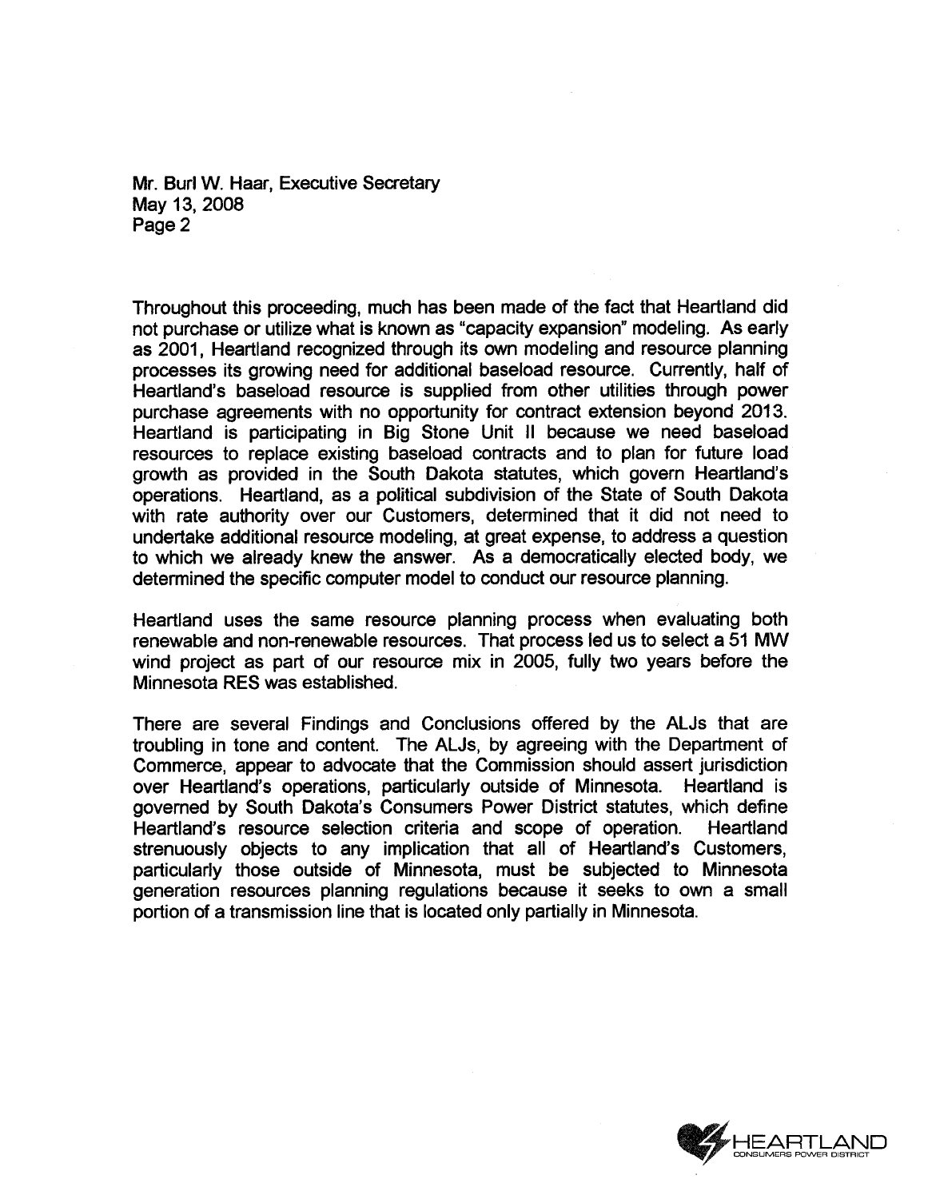Throughout this proceeding, much has been made of the fact that Heartland did not purchase or utilize what is known as "capacity expansion" modeling. As early as 2001, Heartland recognized through its own modeling and resource planning processes its growing need for additional baseload resource. Currently, half of Heartland's baseload resource is supplied from other utilities through power purchase agreements with no opportunity for contract extension beyond 2013. Heartland is participating in Big Stone Unit II because we need baseload resources to replace existing baseload contracts and to plan for future load growth as provided in the South Dakota statutes, which govern Heartland's operations. Heartland, as a political subdivision of the State of South Dakota with rate authority over our Customers, determined that it did not need to undertake additional resource modeling, at great expense, to address a question to which we already knew the answer. As a democratically elected body, we determined the specific computer model to conduct our resource planning.

Heartland uses the same resource planning process when evaluating both renewable and non-renewable resources. That process led us to select a 51 MW wind project as part of our resource mix in 2005, fully two years before the Minnesota RES was established.

There are several Findings and Conclusions offered by the ALJs that are troubling in tone and content. The ALJs, by agreeing with the Department of Commerce, appear to advocate that the Commission should assert jurisdiction over Heartland's operations, particularly outside of Minnesota. Heartland is governed by South Dakota's Consumers Power District statutes, which define Heartland's resource selection criteria and scope of operation. Heartland strenuously objects to any implication that all of Heartland's Customers, particularly those outside of Minnesota, must be subjected to Minnesota generation resources planning regulations because it seeks to own a small portion of a transmission line that is located only partially in Minnesota.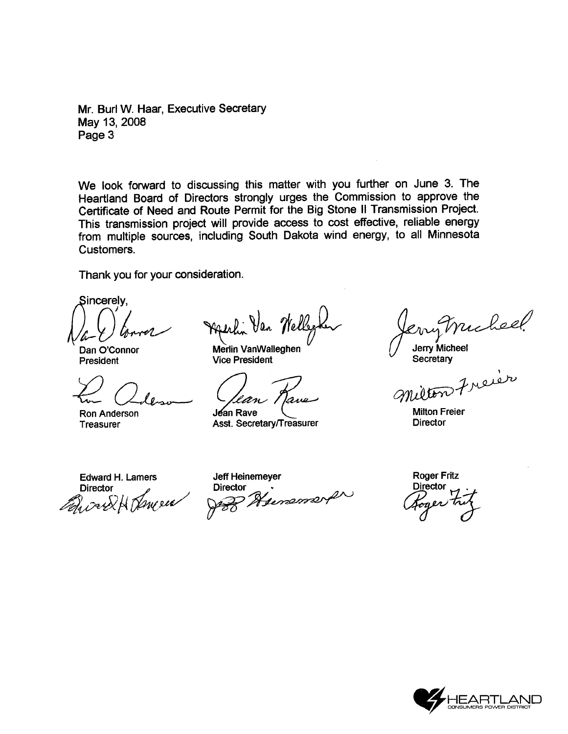Mr. Burl W. Haar, Executive Secretary
May 13, 2008
Page 3

We look forward to discussing this matter with you further on June 3. The Heartland Board of Directors strongly urges the Commission to approve the Certificate of Need and Route Permit for the Big Stone II Transmission Project. This transmission project will provide access to cost effective, reliable energy from multiple sources, including South Dakota wind energy, to all Minnesota Customers.

Thank you for your consideration.

Sincerely,

Dan O'Connor
President

Merlin VanWalleghen
Vice President

Jerry Micheel
Secretary

Ron Anderson
Treasurer

Jean Rave
Asst. Secretary/Treasurer

Milton Freier
Director

Edward H. Lamers
Director

Jeff Heinemeyer
Director

Roger Fritz
Director

HEARTLAND
CONSUMERS POWER DISTRICT